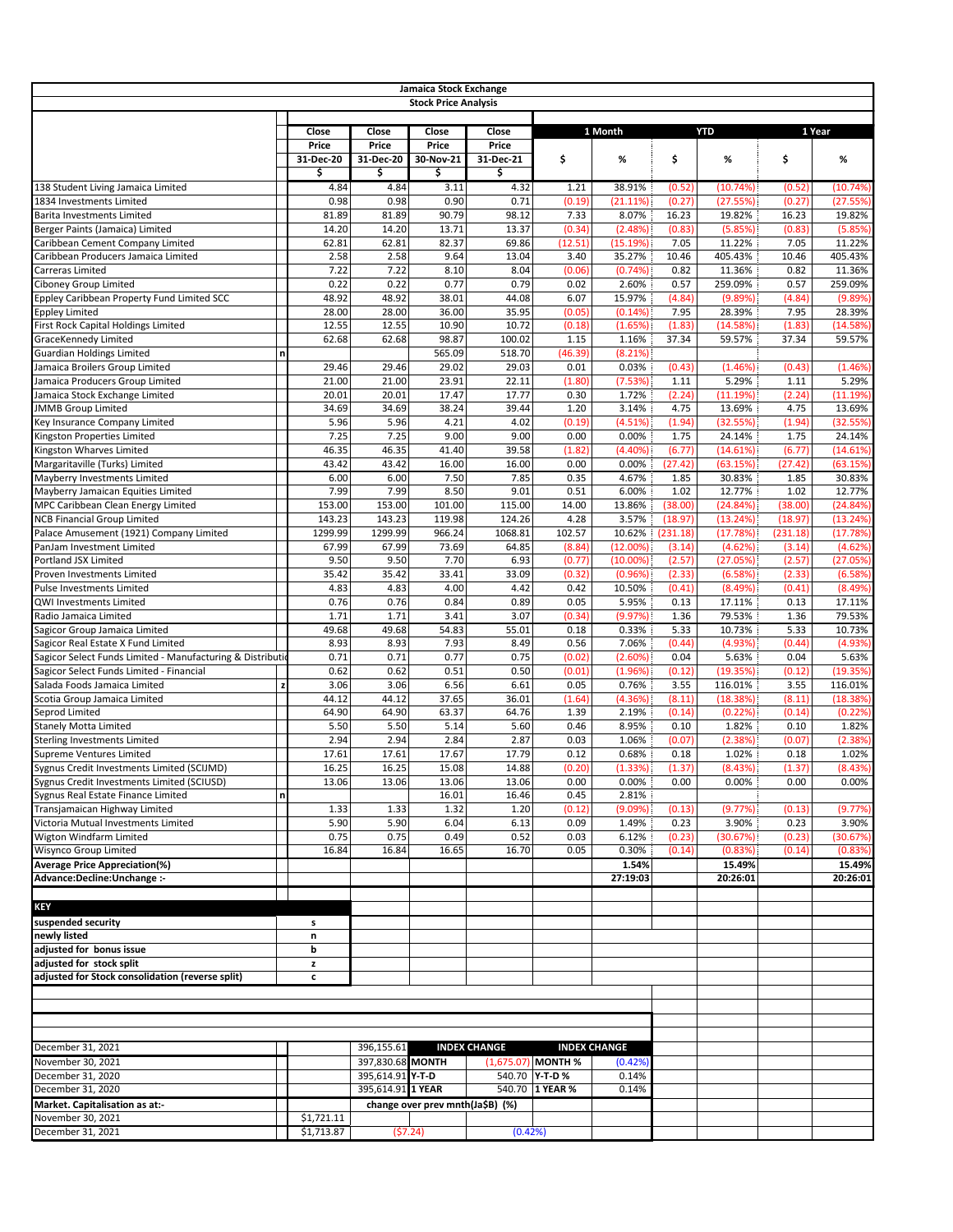# Jamaica Stock Exchange

## Stock Price Analysis

| | | Close Price 31-Dec-20 $ | Close Price 31-Dec-20 $ | Close Price 30-Nov-21 $ | Close Price 31-Dec-21 $ | 1 Month $ | 1 Month % | YTD $ | YTD % | 1 Year $ | 1 Year % |
|---|---|---|---|---|---|---|---|---|---|---|---|
| 138 Student Living Jamaica Limited | | 4.84 | 4.84 | 3.11 | 4.32 | 1.21 | 38.91% | (0.52) | (10.74%) | (0.52) | (10.74%) |
| 1834 Investments Limited | | 0.98 | 0.98 | 0.90 | 0.71 | (0.19) | (21.11%) | (0.27) | (27.55%) | (0.27) | (27.55%) |
| Barita Investments Limited | | 81.89 | 81.89 | 90.79 | 98.12 | 7.33 | 8.07% | 16.23 | 19.82% | 16.23 | 19.82% |
| Berger Paints (Jamaica) Limited | | 14.20 | 14.20 | 13.71 | 13.37 | (0.34) | (2.48%) | (0.83) | (5.85%) | (0.83) | (5.85%) |
| Caribbean Cement Company Limited | | 62.81 | 62.81 | 82.37 | 69.86 | (12.51) | (15.19%) | 7.05 | 11.22% | 7.05 | 11.22% |
| Caribbean Producers Jamaica Limited | | 2.58 | 2.58 | 9.64 | 13.04 | 3.40 | 35.27% | 10.46 | 405.43% | 10.46 | 405.43% |
| Carreras Limited | | 7.22 | 7.22 | 8.10 | 8.04 | (0.06) | (0.74%) | 0.82 | 11.36% | 0.82 | 11.36% |
| Ciboney Group Limited | | 0.22 | 0.22 | 0.77 | 0.79 | 0.02 | 2.60% | 0.57 | 259.09% | 0.57 | 259.09% |
| Eppley Caribbean Property Fund Limited SCC | | 48.92 | 48.92 | 38.01 | 44.08 | 6.07 | 15.97% | (4.84) | (9.89%) | (4.84) | (9.89%) |
| Eppley Limited | | 28.00 | 28.00 | 36.00 | 35.95 | (0.05) | (0.14%) | 7.95 | 28.39% | 7.95 | 28.39% |
| First Rock Capital Holdings Limited | | 12.55 | 12.55 | 10.90 | 10.72 | (0.18) | (1.65%) | (1.83) | (14.58%) | (1.83) | (14.58%) |
| GraceKennedy Limited | | 62.68 | 62.68 | 98.87 | 100.02 | 1.15 | 1.16% | 37.34 | 59.57% | 37.34 | 59.57% |
| Guardian Holdings Limited | n | | | 565.09 | 518.70 | (46.39) | (8.21%) | | | | |
| Jamaica Broilers Group Limited | | 29.46 | 29.46 | 29.02 | 29.03 | 0.01 | 0.03% | (0.43) | (1.46%) | (0.43) | (1.46%) |
| Jamaica Producers Group Limited | | 21.00 | 21.00 | 23.91 | 22.11 | (1.80) | (7.53%) | 1.11 | 5.29% | 1.11 | 5.29% |
| Jamaica Stock Exchange Limited | | 20.01 | 20.01 | 17.47 | 17.77 | 0.30 | 1.72% | (2.24) | (11.19%) | (2.24) | (11.19%) |
| JMMB Group Limited | | 34.69 | 34.69 | 38.24 | 39.44 | 1.20 | 3.14% | 4.75 | 13.69% | 4.75 | 13.69% |
| Key Insurance Company Limited | | 5.96 | 5.96 | 4.21 | 4.02 | (0.19) | (4.51%) | (1.94) | (32.55%) | (1.94) | (32.55%) |
| Kingston Properties Limited | | 7.25 | 7.25 | 9.00 | 9.00 | 0.00 | 0.00% | 1.75 | 24.14% | 1.75 | 24.14% |
| Kingston Wharves Limited | | 46.35 | 46.35 | 41.40 | 39.58 | (1.82) | (4.40%) | (6.77) | (14.61%) | (6.77) | (14.61%) |
| Margaritaville (Turks) Limited | | 43.42 | 43.42 | 16.00 | 16.00 | 0.00 | 0.00% | (27.42) | (63.15%) | (27.42) | (63.15%) |
| Mayberry Investments Limited | | 6.00 | 6.00 | 7.50 | 7.85 | 0.35 | 4.67% | 1.85 | 30.83% | 1.85 | 30.83% |
| Mayberry Jamaican Equities Limited | | 7.99 | 7.99 | 8.50 | 9.01 | 0.51 | 6.00% | 1.02 | 12.77% | 1.02 | 12.77% |
| MPC Caribbean Clean Energy Limited | | 153.00 | 153.00 | 101.00 | 115.00 | 14.00 | 13.86% | (38.00) | (24.84%) | (38.00) | (24.84%) |
| NCB Financial Group Limited | | 143.23 | 143.23 | 119.98 | 124.26 | 4.28 | 3.57% | (18.97) | (13.24%) | (18.97) | (13.24%) |
| Palace Amusement (1921) Company Limited | | 1299.99 | 1299.99 | 966.24 | 1068.81 | 102.57 | 10.62% | (231.18) | (17.78%) | (231.18) | (17.78%) |
| PanJam Investment Limited | | 67.99 | 67.99 | 73.69 | 64.85 | (8.84) | (12.00%) | (3.14) | (4.62%) | (3.14) | (4.62%) |
| Portland JSX Limited | | 9.50 | 9.50 | 7.70 | 6.93 | (0.77) | (10.00%) | (2.57) | (27.05%) | (2.57) | (27.05%) |
| Proven Investments Limited | | 35.42 | 35.42 | 33.41 | 33.09 | (0.32) | (0.96%) | (2.33) | (6.58%) | (2.33) | (6.58%) |
| Pulse Investments Limited | | 4.83 | 4.83 | 4.00 | 4.42 | 0.42 | 10.50% | (0.41) | (8.49%) | (0.41) | (8.49%) |
| QWI Investments Limited | | 0.76 | 0.76 | 0.84 | 0.89 | 0.05 | 5.95% | 0.13 | 17.11% | 0.13 | 17.11% |
| Radio Jamaica Limited | | 1.71 | 1.71 | 3.41 | 3.07 | (0.34) | (9.97%) | 1.36 | 79.53% | 1.36 | 79.53% |
| Sagicor Group Jamaica Limited | | 49.68 | 49.68 | 54.83 | 55.01 | 0.18 | 0.33% | 5.33 | 10.73% | 5.33 | 10.73% |
| Sagicor Real Estate X Fund Limited | | 8.93 | 8.93 | 7.93 | 8.49 | 0.56 | 7.06% | (0.44) | (4.93%) | (0.44) | (4.93%) |
| Sagicor Select Funds Limited - Manufacturing & Distributio | | 0.71 | 0.71 | 0.77 | 0.75 | (0.02) | (2.60%) | 0.04 | 5.63% | 0.04 | 5.63% |
| Sagicor Select Funds Limited - Financial | | 0.62 | 0.62 | 0.51 | 0.50 | (0.01) | (1.96%) | (0.12) | (19.35%) | (0.12) | (19.35%) |
| Salada Foods Jamaica Limited | z | 3.06 | 3.06 | 6.56 | 6.61 | 0.05 | 0.76% | 3.55 | 116.01% | 3.55 | 116.01% |
| Scotia Group Jamaica Limited | | 44.12 | 44.12 | 37.65 | 36.01 | (1.64) | (4.36%) | (8.11) | (18.38%) | (8.11) | (18.38%) |
| Seprod Limited | | 64.90 | 64.90 | 63.37 | 64.76 | 1.39 | 2.19% | (0.14) | (0.22%) | (0.14) | (0.22%) |
| Stanely Motta Limited | | 5.50 | 5.50 | 5.14 | 5.60 | 0.46 | 8.95% | 0.10 | 1.82% | 0.10 | 1.82% |
| Sterling Investments Limited | | 2.94 | 2.94 | 2.84 | 2.87 | 0.03 | 1.06% | (0.07) | (2.38%) | (0.07) | (2.38%) |
| Supreme Ventures Limited | | 17.61 | 17.61 | 17.67 | 17.79 | 0.12 | 0.68% | 0.18 | 1.02% | 0.18 | 1.02% |
| Sygnus Credit Investments Limited (SCIJMD) | | 16.25 | 16.25 | 15.08 | 14.88 | (0.20) | (1.33%) | (1.37) | (8.43%) | (1.37) | (8.43%) |
| Sygnus Credit Investments Limited (SCIUSD) | | 13.06 | 13.06 | 13.06 | 13.06 | 0.00 | 0.00% | 0.00 | 0.00% | 0.00 | 0.00% |
| Sygnus Real Estate Finance Limited | n | | | 16.01 | 16.46 | 0.45 | 2.81% | | | | |
| Transjamaican Highway Limited | | 1.33 | 1.33 | 1.32 | 1.20 | (0.12) | (9.09%) | (0.13) | (9.77%) | (0.13) | (9.77%) |
| Victoria Mutual Investments Limited | | 5.90 | 5.90 | 6.04 | 6.13 | 0.09 | 1.49% | 0.23 | 3.90% | 0.23 | 3.90% |
| Wigton Windfarm Limited | | 0.75 | 0.75 | 0.49 | 0.52 | 0.03 | 6.12% | (0.23) | (30.67%) | (0.23) | (30.67%) |
| Wisynco Group Limited | | 16.84 | 16.84 | 16.65 | 16.70 | 0.05 | 0.30% | (0.14) | (0.83%) | (0.14) | (0.83%) |
| **Average Price Appreciation(%)** | | | | | | | **1.54%** | | **15.49%** | | **15.49%** |
| **Advance:Decline:Unchange :-** | | | | | | | **27:19:03** | | **20:26:01** | | **20:26:01** |

| **KEY** | |
|---|---|
| **suspended security** | s |
| **newly listed** | n |
| **adjusted for bonus issue** | b |
| **adjusted for stock split** | z |
| **adjusted for Stock consolidation (reverse split)** | c |

| | | | INDEX CHANGE | | INDEX CHANGE |
|---|---|---|---|---|---|
| December 31, 2021 | | 396,155.61 | | | |
| November 30, 2021 | | 397,830.68 | MONTH | (1,675.07) | MONTH % (0.42%) |
| December 31, 2020 | | 395,614.91 | Y-T-D | 540.70 | Y-T-D % 0.14% |
| December 31, 2020 | | 395,614.91 | 1 YEAR | 540.70 | 1 YEAR % 0.14% |

| **Market. Capitalisation as at:-** | | change over prev mnth(Ja$B) (%) | |
|---|---|---|---|
| November 30, 2021 | $1,721.11 | | |
| December 31, 2021 | $1,713.87 | ($7.24) | (0.42%) |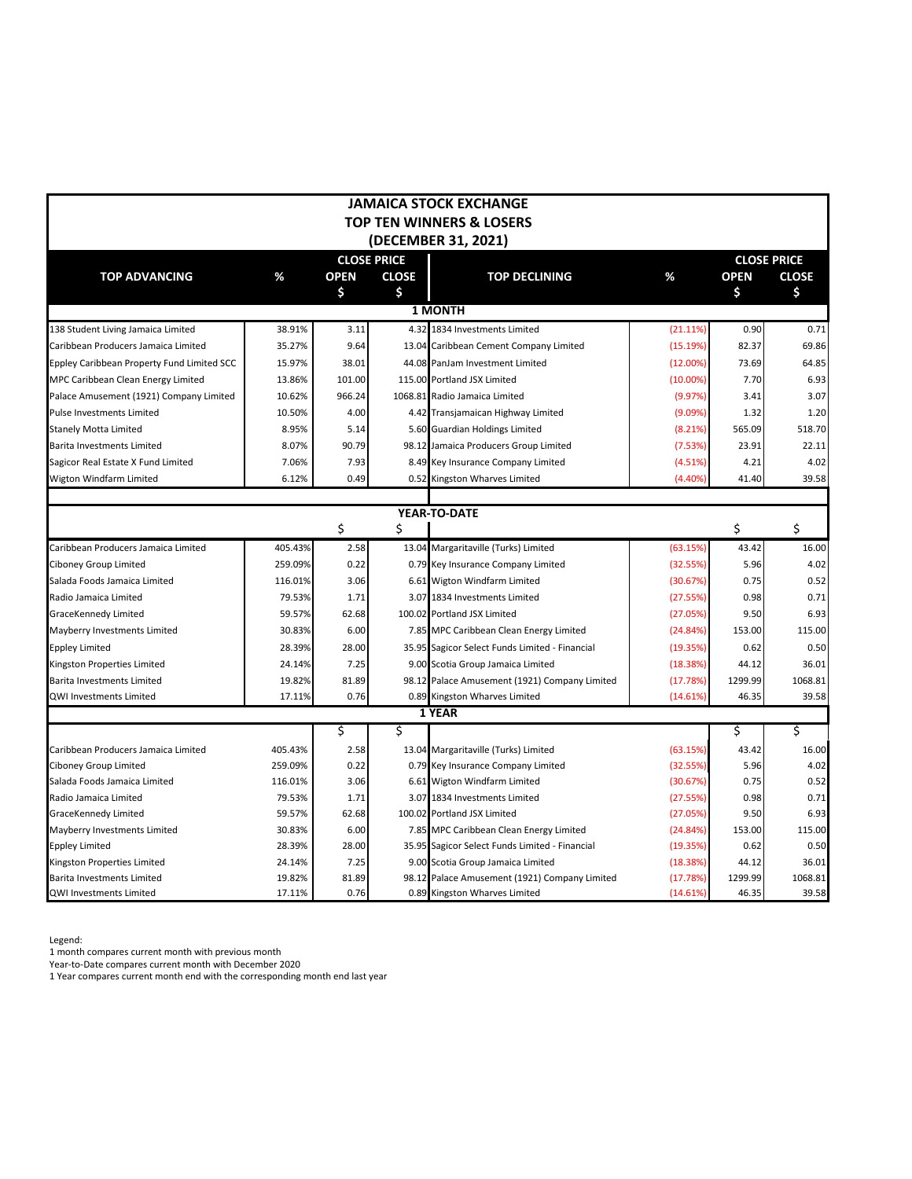# JAMAICA STOCK EXCHANGE
## TOP TEN WINNERS & LOSERS
### (DECEMBER 31, 2021)

| TOP ADVANCING | % | CLOSE PRICE OPEN $ | CLOSE $ | TOP DECLINING | % | CLOSE PRICE OPEN $ | CLOSE $ |
|---|---|---|---|---|---|---|---|
| **1 MONTH** | | | | | | | |
| 138 Student Living Jamaica Limited | 38.91% | 3.11 | 4.32 | 1834 Investments Limited | (21.11%) | 0.90 | 0.71 |
| Caribbean Producers Jamaica Limited | 35.27% | 9.64 | 13.04 | Caribbean Cement Company Limited | (15.19%) | 82.37 | 69.86 |
| Eppley Caribbean Property Fund Limited SCC | 15.97% | 38.01 | 44.08 | PanJam Investment Limited | (12.00%) | 73.69 | 64.85 |
| MPC Caribbean Clean Energy Limited | 13.86% | 101.00 | 115.00 | Portland JSX Limited | (10.00%) | 7.70 | 6.93 |
| Palace Amusement (1921) Company Limited | 10.62% | 966.24 | 1068.81 | Radio Jamaica Limited | (9.97%) | 3.41 | 3.07 |
| Pulse Investments Limited | 10.50% | 4.00 | 4.42 | Transjamaican Highway Limited | (9.09%) | 1.32 | 1.20 |
| Stanely Motta Limited | 8.95% | 5.14 | 5.60 | Guardian Holdings Limited | (8.21%) | 565.09 | 518.70 |
| Barita Investments Limited | 8.07% | 90.79 | 98.12 | Jamaica Producers Group Limited | (7.53%) | 23.91 | 22.11 |
| Sagicor Real Estate X Fund Limited | 7.06% | 7.93 | 8.49 | Key Insurance Company Limited | (4.51%) | 4.21 | 4.02 |
| Wigton Windfarm Limited | 6.12% | 0.49 | 0.52 | Kingston Wharves Limited | (4.40%) | 41.40 | 39.58 |
| **YEAR-TO-DATE** | | $ | $ | | | $ | $ |
| Caribbean Producers Jamaica Limited | 405.43% | 2.58 | 13.04 | Margaritaville (Turks) Limited | (63.15%) | 43.42 | 16.00 |
| Ciboney Group Limited | 259.09% | 0.22 | 0.79 | Key Insurance Company Limited | (32.55%) | 5.96 | 4.02 |
| Salada Foods Jamaica Limited | 116.01% | 3.06 | 6.61 | Wigton Windfarm Limited | (30.67%) | 0.75 | 0.52 |
| Radio Jamaica Limited | 79.53% | 1.71 | 3.07 | 1834 Investments Limited | (27.55%) | 0.98 | 0.71 |
| GraceKennedy Limited | 59.57% | 62.68 | 100.02 | Portland JSX Limited | (27.05%) | 9.50 | 6.93 |
| Mayberry Investments Limited | 30.83% | 6.00 | 7.85 | MPC Caribbean Clean Energy Limited | (24.84%) | 153.00 | 115.00 |
| Eppley Limited | 28.39% | 28.00 | 35.95 | Sagicor Select Funds Limited - Financial | (19.35%) | 0.62 | 0.50 |
| Kingston Properties Limited | 24.14% | 7.25 | 9.00 | Scotia Group Jamaica Limited | (18.38%) | 44.12 | 36.01 |
| Barita Investments Limited | 19.82% | 81.89 | 98.12 | Palace Amusement (1921) Company Limited | (17.78%) | 1299.99 | 1068.81 |
| QWI Investments Limited | 17.11% | 0.76 | 0.89 | Kingston Wharves Limited | (14.61%) | 46.35 | 39.58 |
| **1 YEAR** | | $ | $ | | | $ | $ |
| Caribbean Producers Jamaica Limited | 405.43% | 2.58 | 13.04 | Margaritaville (Turks) Limited | (63.15%) | 43.42 | 16.00 |
| Ciboney Group Limited | 259.09% | 0.22 | 0.79 | Key Insurance Company Limited | (32.55%) | 5.96 | 4.02 |
| Salada Foods Jamaica Limited | 116.01% | 3.06 | 6.61 | Wigton Windfarm Limited | (30.67%) | 0.75 | 0.52 |
| Radio Jamaica Limited | 79.53% | 1.71 | 3.07 | 1834 Investments Limited | (27.55%) | 0.98 | 0.71 |
| GraceKennedy Limited | 59.57% | 62.68 | 100.02 | Portland JSX Limited | (27.05%) | 9.50 | 6.93 |
| Mayberry Investments Limited | 30.83% | 6.00 | 7.85 | MPC Caribbean Clean Energy Limited | (24.84%) | 153.00 | 115.00 |
| Eppley Limited | 28.39% | 28.00 | 35.95 | Sagicor Select Funds Limited - Financial | (19.35%) | 0.62 | 0.50 |
| Kingston Properties Limited | 24.14% | 7.25 | 9.00 | Scotia Group Jamaica Limited | (18.38%) | 44.12 | 36.01 |
| Barita Investments Limited | 19.82% | 81.89 | 98.12 | Palace Amusement (1921) Company Limited | (17.78%) | 1299.99 | 1068.81 |
| QWI Investments Limited | 17.11% | 0.76 | 0.89 | Kingston Wharves Limited | (14.61%) | 46.35 | 39.58 |

Legend:
1 month compares current month with previous month
Year-to-Date compares current month with December 2020
1 Year compares current month end with the corresponding month end last year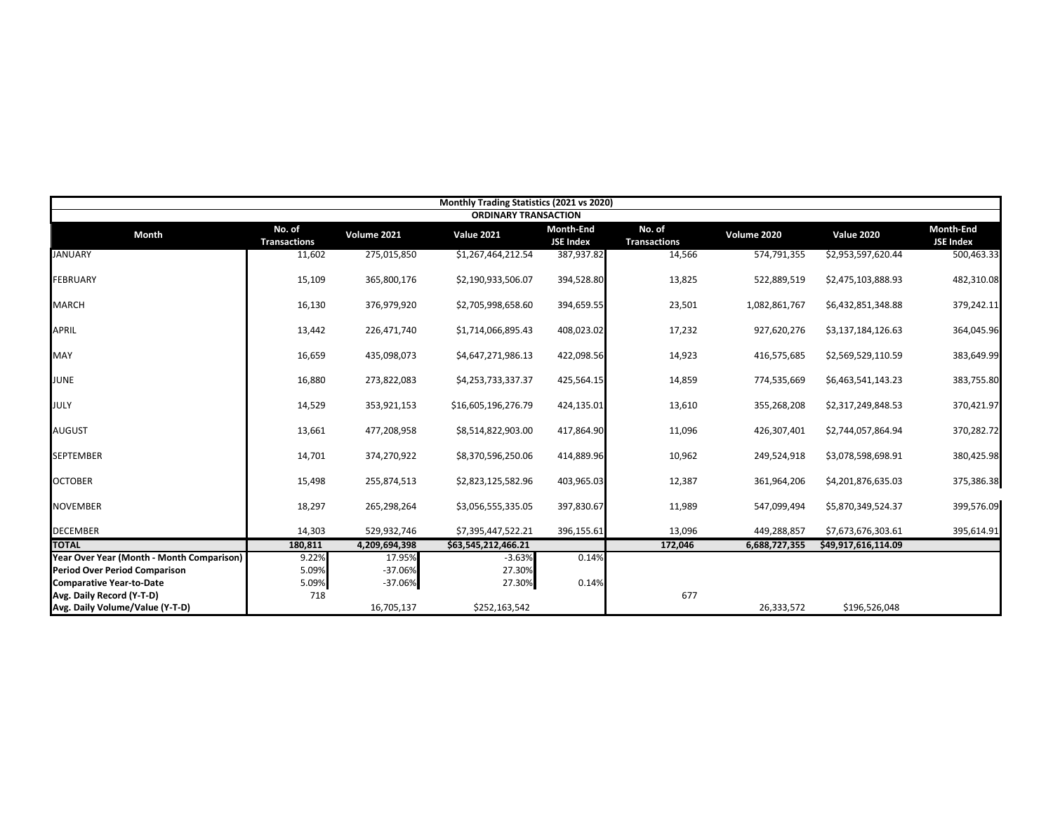| Monthly Trading Statistics (2021 vs 2020) | | | | | | | | |
|---|---|---|---|---|---|---|---|---|
| ORDINARY TRANSACTION | | | | | | | | |
| Month | No. of Transactions | Volume 2021 | Value 2021 | Month-End JSE Index | No. of Transactions | Volume 2020 | Value 2020 | Month-End JSE Index |
| JANUARY | 11,602 | 275,015,850 | $1,267,464,212.54 | 387,937.82 | 14,566 | 574,791,355 | $2,953,597,620.44 | 500,463.33 |
| FEBRUARY | 15,109 | 365,800,176 | $2,190,933,506.07 | 394,528.80 | 13,825 | 522,889,519 | $2,475,103,888.93 | 482,310.08 |
| MARCH | 16,130 | 376,979,920 | $2,705,998,658.60 | 394,659.55 | 23,501 | 1,082,861,767 | $6,432,851,348.88 | 379,242.11 |
| APRIL | 13,442 | 226,471,740 | $1,714,066,895.43 | 408,023.02 | 17,232 | 927,620,276 | $3,137,184,126.63 | 364,045.96 |
| MAY | 16,659 | 435,098,073 | $4,647,271,986.13 | 422,098.56 | 14,923 | 416,575,685 | $2,569,529,110.59 | 383,649.99 |
| JUNE | 16,880 | 273,822,083 | $4,253,733,337.37 | 425,564.15 | 14,859 | 774,535,669 | $6,463,541,143.23 | 383,755.80 |
| JULY | 14,529 | 353,921,153 | $16,605,196,276.79 | 424,135.01 | 13,610 | 355,268,208 | $2,317,249,848.53 | 370,421.97 |
| AUGUST | 13,661 | 477,208,958 | $8,514,822,903.00 | 417,864.90 | 11,096 | 426,307,401 | $2,744,057,864.94 | 370,282.72 |
| SEPTEMBER | 14,701 | 374,270,922 | $8,370,596,250.06 | 414,889.96 | 10,962 | 249,524,918 | $3,078,598,698.91 | 380,425.98 |
| OCTOBER | 15,498 | 255,874,513 | $2,823,125,582.96 | 403,965.03 | 12,387 | 361,964,206 | $4,201,876,635.03 | 375,386.38 |
| NOVEMBER | 18,297 | 265,298,264 | $3,056,555,335.05 | 397,830.67 | 11,989 | 547,099,494 | $5,870,349,524.37 | 399,576.09 |
| DECEMBER | 14,303 | 529,932,746 | $7,395,447,522.21 | 396,155.61 | 13,096 | 449,288,857 | $7,673,676,303.61 | 395,614.91 |
| **TOTAL** | **180,811** | **4,209,694,398** | **$63,545,212,466.21** | | **172,046** | **6,688,727,355** | **$49,917,616,114.09** | |
| **Year Over Year (Month - Month Comparison)** | 9.22% | 17.95% | -3.63% | 0.14% | | | | |
| **Period Over Period Comparison** | 5.09% | -37.06% | 27.30% | | | | | |
| **Comparative Year-to-Date** | 5.09% | -37.06% | 27.30% | 0.14% | | | | |
| **Avg. Daily Record (Y-T-D)** | 718 | | | | 677 | | | |
| **Avg. Daily Volume/Value (Y-T-D)** | | 16,705,137 | $252,163,542 | | | 26,333,572 | $196,526,048 | |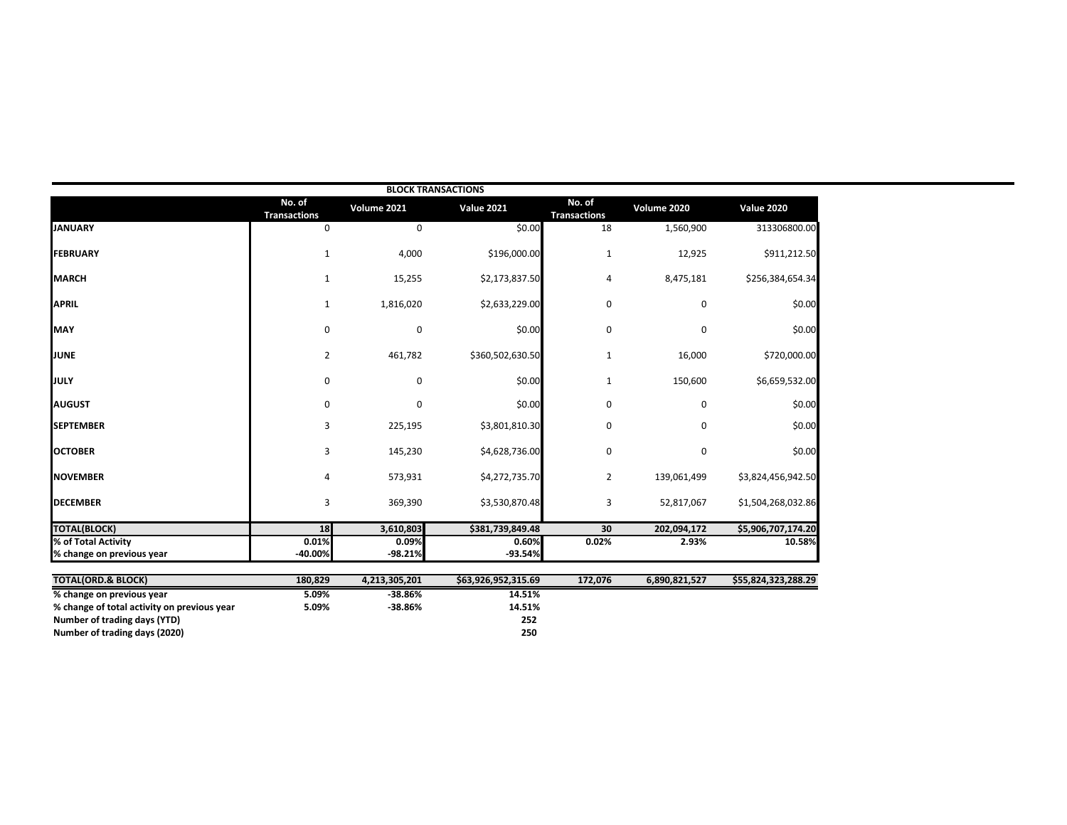**BLOCK TRANSACTIONS**

| | No. of Transactions | Volume 2021 | Value 2021 | No. of Transactions | Volume 2020 | Value 2020 |
|---|---|---|---|---|---|---|
| **JANUARY** | 0 | 0 | $0.00 | 18 | 1,560,900 | 313306800.00 |
| **FEBRUARY** | 1 | 4,000 | $196,000.00 | 1 | 12,925 | $911,212.50 |
| **MARCH** | 1 | 15,255 | $2,173,837.50 | 4 | 8,475,181 | $256,384,654.34 |
| **APRIL** | 1 | 1,816,020 | $2,633,229.00 | 0 | 0 | $0.00 |
| **MAY** | 0 | 0 | $0.00 | 0 | 0 | $0.00 |
| **JUNE** | 2 | 461,782 | $360,502,630.50 | 1 | 16,000 | $720,000.00 |
| **JULY** | 0 | 0 | $0.00 | 1 | 150,600 | $6,659,532.00 |
| **AUGUST** | 0 | 0 | $0.00 | 0 | 0 | $0.00 |
| **SEPTEMBER** | 3 | 225,195 | $3,801,810.30 | 0 | 0 | $0.00 |
| **OCTOBER** | 3 | 145,230 | $4,628,736.00 | 0 | 0 | $0.00 |
| **NOVEMBER** | 4 | 573,931 | $4,272,735.70 | 2 | 139,061,499 | $3,824,456,942.50 |
| **DECEMBER** | 3 | 369,390 | $3,530,870.48 | 3 | 52,817,067 | $1,504,268,032.86 |
| **TOTAL(BLOCK)** | **18** | **3,610,803** | **$381,739,849.48** | **30** | **202,094,172** | **$5,906,707,174.20** |
| **% of Total Activity** | **0.01%** | **0.09%** | **0.60%** | **0.02%** | **2.93%** | **10.58%** |
| **% change on previous year** | **-40.00%** | **-98.21%** | **-93.54%** | | | |

| | | | | | | |
|---|---|---|---|---|---|---|
| **TOTAL(ORD.& BLOCK)** | **180,829** | **4,213,305,201** | **$63,926,952,315.69** | **172,076** | **6,890,821,527** | **$55,824,323,288.29** |
| **% change on previous year** | **5.09%** | **-38.86%** | **14.51%** | | | |
| **% change of total activity on previous year** | **5.09%** | **-38.86%** | **14.51%** | | | |
| **Number of trading days (YTD)** | | | **252** | | | |
| **Number of trading days (2020)** | | | **250** | | | |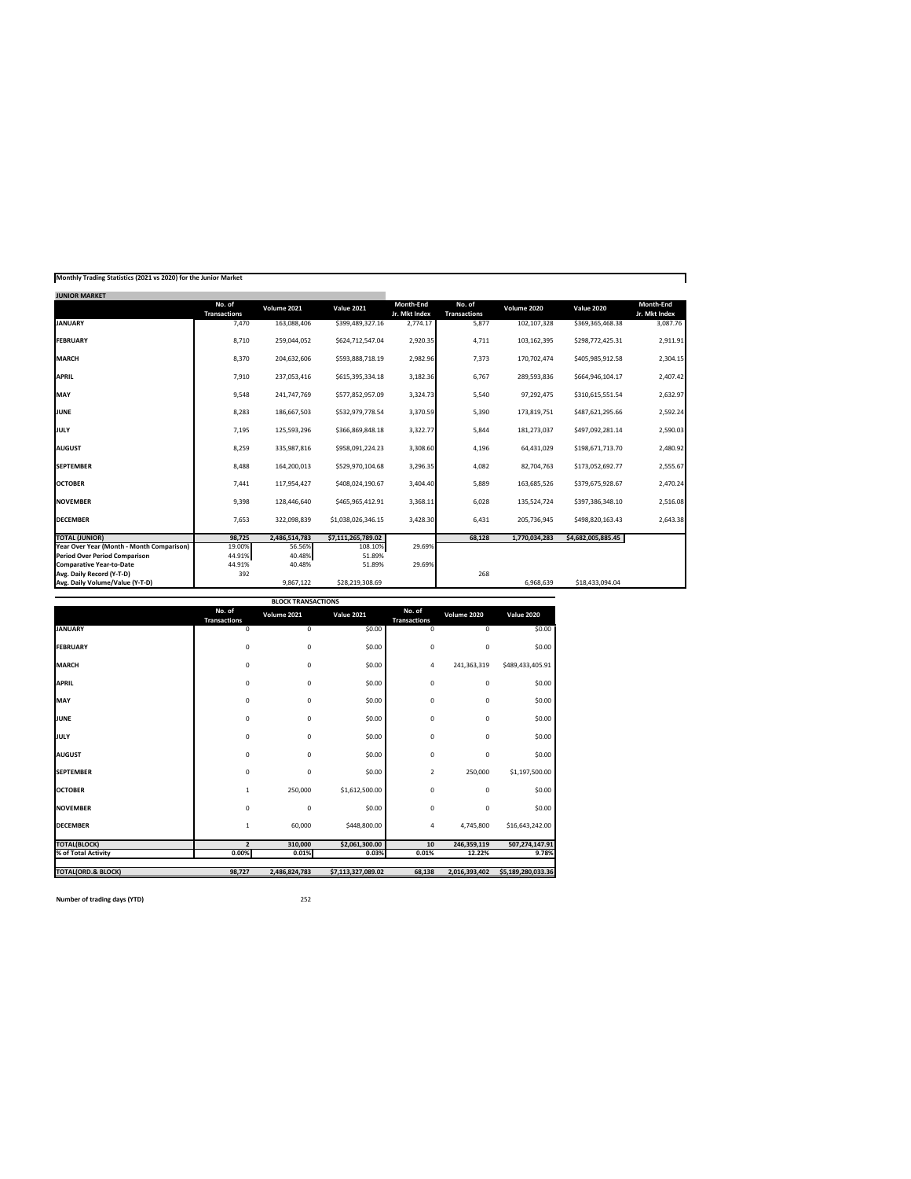**Monthly Trading Statistics (2021 vs 2020) for the Junior Market**

| JUNIOR MARKET | No. of Transactions | Volume 2021 | Value 2021 | Month-End Jr. Mkt Index | No. of Transactions | Volume 2020 | Value 2020 | Month-End Jr. Mkt Index |
|---|---|---|---|---|---|---|---|---|
| **JANUARY** | 7,470 | 163,088,406 | $399,489,327.16 | 2,774.17 | 5,877 | 102,107,328 | $369,365,468.38 | 3,087.76 |
| **FEBRUARY** | 8,710 | 259,044,052 | $624,712,547.04 | 2,920.35 | 4,711 | 103,162,395 | $298,772,425.31 | 2,911.91 |
| **MARCH** | 8,370 | 204,632,606 | $593,888,718.19 | 2,982.96 | 7,373 | 170,702,474 | $405,985,912.58 | 2,304.15 |
| **APRIL** | 7,910 | 237,053,416 | $615,395,334.18 | 3,182.36 | 6,767 | 289,593,836 | $664,946,104.17 | 2,407.42 |
| **MAY** | 9,548 | 241,747,769 | $577,852,957.09 | 3,324.73 | 5,540 | 97,292,475 | $310,615,551.54 | 2,632.97 |
| **JUNE** | 8,283 | 186,667,503 | $532,979,778.54 | 3,370.59 | 5,390 | 173,819,751 | $487,621,295.66 | 2,592.24 |
| **JULY** | 7,195 | 125,593,296 | $366,869,848.18 | 3,322.77 | 5,844 | 181,273,037 | $497,092,281.14 | 2,590.03 |
| **AUGUST** | 8,259 | 335,987,816 | $958,091,224.23 | 3,308.60 | 4,196 | 64,431,029 | $198,671,713.70 | 2,480.92 |
| **SEPTEMBER** | 8,488 | 164,200,013 | $529,970,104.68 | 3,296.35 | 4,082 | 82,704,763 | $173,052,692.77 | 2,555.67 |
| **OCTOBER** | 7,441 | 117,954,427 | $408,024,190.67 | 3,404.40 | 5,889 | 163,685,526 | $379,675,928.67 | 2,470.24 |
| **NOVEMBER** | 9,398 | 128,446,640 | $465,965,412.91 | 3,368.11 | 6,028 | 135,524,724 | $397,386,348.10 | 2,516.08 |
| **DECEMBER** | 7,653 | 322,098,839 | $1,038,026,346.15 | 3,428.30 | 6,431 | 205,736,945 | $498,820,163.43 | 2,643.38 |
| **TOTAL (JUNIOR)** | **98,725** | **2,486,514,783** | **$7,111,265,789.02** | | **68,128** | **1,770,034,283** | **$4,682,005,885.45** | |
| **Year Over Year (Month - Month Comparison)** | 19.00% | 56.56% | 108.10% | 29.69% | | | | |
| **Period Over Period Comparison** | 44.91% | 40.48% | 51.89% | | | | | |
| **Comparative Year-to-Date** | 44.91% | 40.48% | 51.89% | 29.69% | | | | |
| **Avg. Daily Record (Y-T-D)** | 392 | | | | 268 | | | |
| **Avg. Daily Volume/Value (Y-T-D)** | | 9,867,122 | $28,219,308.69 | | | 6,968,639 | $18,433,094.04 | |

| BLOCK TRANSACTIONS | No. of Transactions | Volume 2021 | Value 2021 | No. of Transactions | Volume 2020 | Value 2020 |
|---|---|---|---|---|---|---|
| **JANUARY** | 0 | 0 | $0.00 | 0 | 0 | $0.00 |
| **FEBRUARY** | 0 | 0 | $0.00 | 0 | 0 | $0.00 |
| **MARCH** | 0 | 0 | $0.00 | 4 | 241,363,319 | $489,433,405.91 |
| **APRIL** | 0 | 0 | $0.00 | 0 | 0 | $0.00 |
| **MAY** | 0 | 0 | $0.00 | 0 | 0 | $0.00 |
| **JUNE** | 0 | 0 | $0.00 | 0 | 0 | $0.00 |
| **JULY** | 0 | 0 | $0.00 | 0 | 0 | $0.00 |
| **AUGUST** | 0 | 0 | $0.00 | 0 | 0 | $0.00 |
| **SEPTEMBER** | 0 | 0 | $0.00 | 2 | 250,000 | $1,197,500.00 |
| **OCTOBER** | 1 | 250,000 | $1,612,500.00 | 0 | 0 | $0.00 |
| **NOVEMBER** | 0 | 0 | $0.00 | 0 | 0 | $0.00 |
| **DECEMBER** | 1 | 60,000 | $448,800.00 | 4 | 4,745,800 | $16,643,242.00 |
| **TOTAL(BLOCK)** | **2** | **310,000** | **$2,061,300.00** | **10** | **246,359,119** | **507,274,147.91** |
| **% of Total Activity** | **0.00%** | **0.01%** | **0.03%** | **0.01%** | **12.22%** | **9.78%** |
| **TOTAL(ORD.& BLOCK)** | **98,727** | **2,486,824,783** | **$7,113,327,089.02** | **68,138** | **2,016,393,402** | **$5,189,280,033.36** |

**Number of trading days (YTD)** 252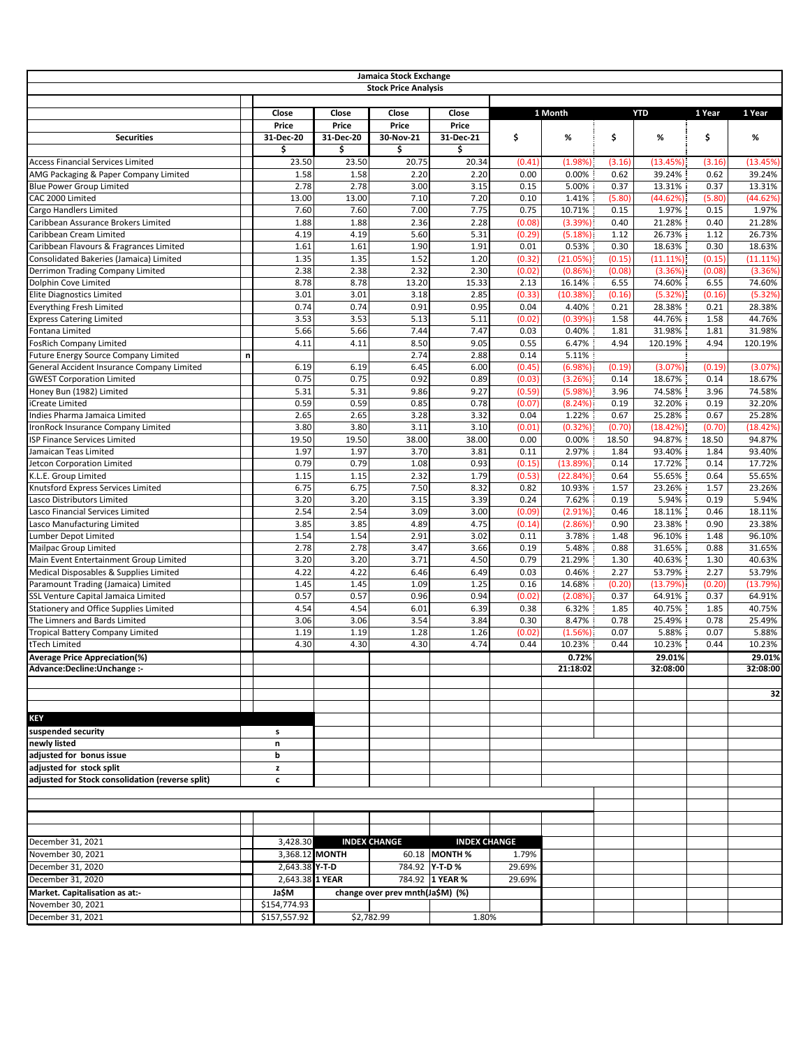## Jamaica Stock Exchange

### Stock Price Analysis

| Securities | | Close Price 31-Dec-20 $ | Close Price 31-Dec-20 $ | Close Price 30-Nov-21 $ | Close Price 31-Dec-21 $ | 1 Month $ | 1 Month % | YTD $ | YTD % | 1 Year $ | 1 Year % |
|---|---|---|---|---|---|---|---|---|---|---|---|
| Access Financial Services Limited | | 23.50 | 23.50 | 20.75 | 20.34 | (0.41) | (1.98%) | (3.16) | (13.45%) | (3.16) | (13.45%) |
| AMG Packaging & Paper Company Limited | | 1.58 | 1.58 | 2.20 | 2.20 | 0.00 | 0.00% | 0.62 | 39.24% | 0.62 | 39.24% |
| Blue Power Group Limited | | 2.78 | 2.78 | 3.00 | 3.15 | 0.15 | 5.00% | 0.37 | 13.31% | 0.37 | 13.31% |
| CAC 2000 Limited | | 13.00 | 13.00 | 7.10 | 7.20 | 0.10 | 1.41% | (5.80) | (44.62%) | (5.80) | (44.62%) |
| Cargo Handlers Limited | | 7.60 | 7.60 | 7.00 | 7.75 | 0.75 | 10.71% | 0.15 | 1.97% | 0.15 | 1.97% |
| Caribbean Assurance Brokers Limited | | 1.88 | 1.88 | 2.36 | 2.28 | (0.08) | (3.39%) | 0.40 | 21.28% | 0.40 | 21.28% |
| Caribbean Cream Limited | | 4.19 | 4.19 | 5.60 | 5.31 | (0.29) | (5.18%) | 1.12 | 26.73% | 1.12 | 26.73% |
| Caribbean Flavours & Fragrances Limited | | 1.61 | 1.61 | 1.90 | 1.91 | 0.01 | 0.53% | 0.30 | 18.63% | 0.30 | 18.63% |
| Consolidated Bakeries (Jamaica) Limited | | 1.35 | 1.35 | 1.52 | 1.20 | (0.32) | (21.05%) | (0.15) | (11.11%) | (0.15) | (11.11%) |
| Derrimon Trading Company Limited | | 2.38 | 2.38 | 2.32 | 2.30 | (0.02) | (0.86%) | (0.08) | (3.36%) | (0.08) | (3.36%) |
| Dolphin Cove Limited | | 8.78 | 8.78 | 13.20 | 15.33 | 2.13 | 16.14% | 6.55 | 74.60% | 6.55 | 74.60% |
| Elite Diagnostics Limited | | 3.01 | 3.01 | 3.18 | 2.85 | (0.33) | (10.38%) | (0.16) | (5.32%) | (0.16) | (5.32%) |
| Everything Fresh Limited | | 0.74 | 0.74 | 0.91 | 0.95 | 0.04 | 4.40% | 0.21 | 28.38% | 0.21 | 28.38% |
| Express Catering Limited | | 3.53 | 3.53 | 5.13 | 5.11 | (0.02) | (0.39%) | 1.58 | 44.76% | 1.58 | 44.76% |
| Fontana Limited | | 5.66 | 5.66 | 7.44 | 7.47 | 0.03 | 0.40% | 1.81 | 31.98% | 1.81 | 31.98% |
| FosRich Company Limited | | 4.11 | 4.11 | 8.50 | 9.05 | 0.55 | 6.47% | 4.94 | 120.19% | 4.94 | 120.19% |
| Future Energy Source Company Limited | n | | | 2.74 | 2.88 | 0.14 | 5.11% | | | | |
| General Accident Insurance Company Limited | | 6.19 | 6.19 | 6.45 | 6.00 | (0.45) | (6.98%) | (0.19) | (3.07%) | (0.19) | (3.07%) |
| GWEST Corporation Limited | | 0.75 | 0.75 | 0.92 | 0.89 | (0.03) | (3.26%) | 0.14 | 18.67% | 0.14 | 18.67% |
| Honey Bun (1982) Limited | | 5.31 | 5.31 | 9.86 | 9.27 | (0.59) | (5.98%) | 3.96 | 74.58% | 3.96 | 74.58% |
| iCreate Limited | | 0.59 | 0.59 | 0.85 | 0.78 | (0.07) | (8.24%) | 0.19 | 32.20% | 0.19 | 32.20% |
| Indies Pharma Jamaica Limited | | 2.65 | 2.65 | 3.28 | 3.32 | 0.04 | 1.22% | 0.67 | 25.28% | 0.67 | 25.28% |
| IronRock Insurance Company Limited | | 3.80 | 3.80 | 3.11 | 3.10 | (0.01) | (0.32%) | (0.70) | (18.42%) | (0.70) | (18.42%) |
| ISP Finance Services Limited | | 19.50 | 19.50 | 38.00 | 38.00 | 0.00 | 0.00% | 18.50 | 94.87% | 18.50 | 94.87% |
| Jamaican Teas Limited | | 1.97 | 1.97 | 3.70 | 3.81 | 0.11 | 2.97% | 1.84 | 93.40% | 1.84 | 93.40% |
| Jetcon Corporation Limited | | 0.79 | 0.79 | 1.08 | 0.93 | (0.15) | (13.89%) | 0.14 | 17.72% | 0.14 | 17.72% |
| K.L.E. Group Limited | | 1.15 | 1.15 | 2.32 | 1.79 | (0.53) | (22.84%) | 0.64 | 55.65% | 0.64 | 55.65% |
| Knutsford Express Services Limited | | 6.75 | 6.75 | 7.50 | 8.32 | 0.82 | 10.93% | 1.57 | 23.26% | 1.57 | 23.26% |
| Lasco Distributors Limited | | 3.20 | 3.20 | 3.15 | 3.39 | 0.24 | 7.62% | 0.19 | 5.94% | 0.19 | 5.94% |
| Lasco Financial Services Limited | | 2.54 | 2.54 | 3.09 | 3.00 | (0.09) | (2.91%) | 0.46 | 18.11% | 0.46 | 18.11% |
| Lasco Manufacturing Limited | | 3.85 | 3.85 | 4.89 | 4.75 | (0.14) | (2.86%) | 0.90 | 23.38% | 0.90 | 23.38% |
| Lumber Depot Limited | | 1.54 | 1.54 | 2.91 | 3.02 | 0.11 | 3.78% | 1.48 | 96.10% | 1.48 | 96.10% |
| Mailpac Group Limited | | 2.78 | 2.78 | 3.47 | 3.66 | 0.19 | 5.48% | 0.88 | 31.65% | 0.88 | 31.65% |
| Main Event Entertainment Group Limited | | 3.20 | 3.20 | 3.71 | 4.50 | 0.79 | 21.29% | 1.30 | 40.63% | 1.30 | 40.63% |
| Medical Disposables & Supplies Limited | | 4.22 | 4.22 | 6.46 | 6.49 | 0.03 | 0.46% | 2.27 | 53.79% | 2.27 | 53.79% |
| Paramount Trading (Jamaica) Limited | | 1.45 | 1.45 | 1.09 | 1.25 | 0.16 | 14.68% | (0.20) | (13.79%) | (0.20) | (13.79%) |
| SSL Venture Capital Jamaica Limited | | 0.57 | 0.57 | 0.96 | 0.94 | (0.02) | (2.08%) | 0.37 | 64.91% | 0.37 | 64.91% |
| Stationery and Office Supplies Limited | | 4.54 | 4.54 | 6.01 | 6.39 | 0.38 | 6.32% | 1.85 | 40.75% | 1.85 | 40.75% |
| The Limners and Bards Limited | | 3.06 | 3.06 | 3.54 | 3.84 | 0.30 | 8.47% | 0.78 | 25.49% | 0.78 | 25.49% |
| Tropical Battery Company Limited | | 1.19 | 1.19 | 1.28 | 1.26 | (0.02) | (1.56%) | 0.07 | 5.88% | 0.07 | 5.88% |
| tTech Limited | | 4.30 | 4.30 | 4.30 | 4.74 | 0.44 | 10.23% | 0.44 | 10.23% | 0.44 | 10.23% |
| **Average Price Appreciation(%)** | | | | | | | **0.72%** | | **29.01%** | | **29.01%** |
| **Advance:Decline:Unchange :-** | | | | | | | **21:18:02** | | **32:08:00** | | **32:08:00** |
| | | | | | | | | | | | **32** |

| **KEY** | |
|---|---|
| **suspended security** | s |
| **newly listed** | n |
| **adjusted for bonus issue** | b |
| **adjusted for stock split** | z |
| **adjusted for Stock consolidation (reverse split)** | c |

| | | | | | |
|---|---|---|---|---|---|
| December 31, 2021 | 3,428.30 | **INDEX CHANGE** | | **INDEX CHANGE** | |
| November 30, 2021 | 3,368.12 | **MONTH** | 60.18 | **MONTH %** | 1.79% |
| December 31, 2020 | 2,643.38 | **Y-T-D** | 784.92 | **Y-T-D %** | 29.69% |
| December 31, 2020 | 2,643.38 | **1 YEAR** | 784.92 | **1 YEAR %** | 29.69% |
| **Market. Capitalisation as at:-** | **Ja$M** | **change over prev mnth(Ja$M) (%)** | | | |
| November 30, 2021 | $154,774.93 | | | | |
| December 31, 2021 | $157,557.92 | $2,782.99 | 1.80% | | |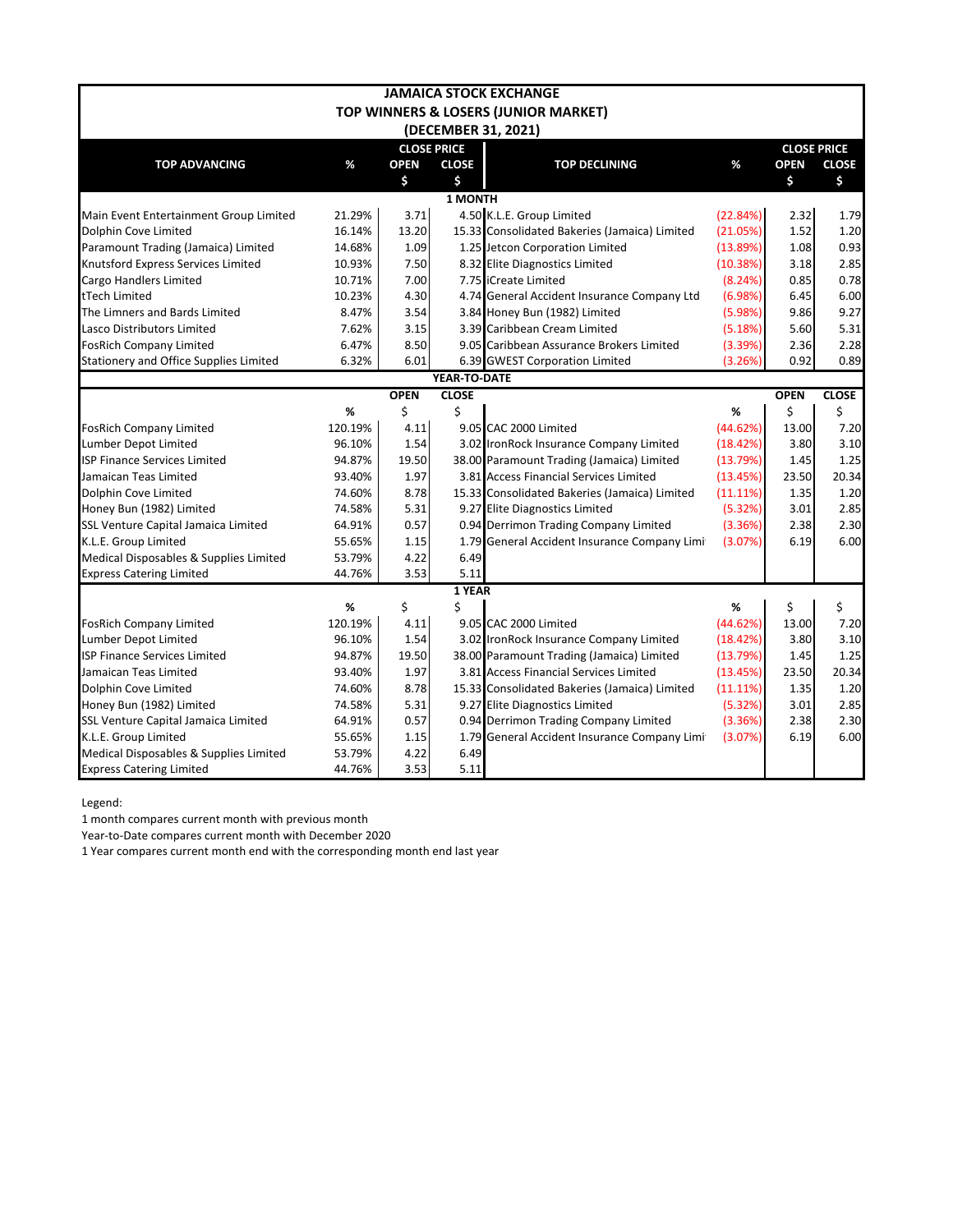# JAMAICA STOCK EXCHANGE
## TOP WINNERS & LOSERS (JUNIOR MARKET)
### (DECEMBER 31, 2021)

| TOP ADVANCING | % | CLOSE PRICE OPEN $ | CLOSE $ | TOP DECLINING | % | CLOSE PRICE OPEN $ | CLOSE $ |
|---|---|---|---|---|---|---|---|
| **1 MONTH** | | | | | | | |
| Main Event Entertainment Group Limited | 21.29% | 3.71 | 4.50 | K.L.E. Group Limited | (22.84%) | 2.32 | 1.79 |
| Dolphin Cove Limited | 16.14% | 13.20 | 15.33 | Consolidated Bakeries (Jamaica) Limited | (21.05%) | 1.52 | 1.20 |
| Paramount Trading (Jamaica) Limited | 14.68% | 1.09 | 1.25 | Jetcon Corporation Limited | (13.89%) | 1.08 | 0.93 |
| Knutsford Express Services Limited | 10.93% | 7.50 | 8.32 | Elite Diagnostics Limited | (10.38%) | 3.18 | 2.85 |
| Cargo Handlers Limited | 10.71% | 7.00 | 7.75 | iCreate Limited | (8.24%) | 0.85 | 0.78 |
| tTech Limited | 10.23% | 4.30 | 4.74 | General Accident Insurance Company Ltd | (6.98%) | 6.45 | 6.00 |
| The Limners and Bards Limited | 8.47% | 3.54 | 3.84 | Honey Bun (1982) Limited | (5.98%) | 9.86 | 9.27 |
| Lasco Distributors Limited | 7.62% | 3.15 | 3.39 | Caribbean Cream Limited | (5.18%) | 5.60 | 5.31 |
| FosRich Company Limited | 6.47% | 8.50 | 9.05 | Caribbean Assurance Brokers Limited | (3.39%) | 2.36 | 2.28 |
| Stationery and Office Supplies Limited | 6.32% | 6.01 | 6.39 | GWEST Corporation Limited | (3.26%) | 0.92 | 0.89 |
| **YEAR-TO-DATE** | | | | | | | |
| | % | OPEN $ | CLOSE $ | | % | OPEN $ | CLOSE $ |
| FosRich Company Limited | 120.19% | 4.11 | 9.05 | CAC 2000 Limited | (44.62%) | 13.00 | 7.20 |
| Lumber Depot Limited | 96.10% | 1.54 | 3.02 | IronRock Insurance Company Limited | (18.42%) | 3.80 | 3.10 |
| ISP Finance Services Limited | 94.87% | 19.50 | 38.00 | Paramount Trading (Jamaica) Limited | (13.79%) | 1.45 | 1.25 |
| Jamaican Teas Limited | 93.40% | 1.97 | 3.81 | Access Financial Services Limited | (13.45%) | 23.50 | 20.34 |
| Dolphin Cove Limited | 74.60% | 8.78 | 15.33 | Consolidated Bakeries (Jamaica) Limited | (11.11%) | 1.35 | 1.20 |
| Honey Bun (1982) Limited | 74.58% | 5.31 | 9.27 | Elite Diagnostics Limited | (5.32%) | 3.01 | 2.85 |
| SSL Venture Capital Jamaica Limited | 64.91% | 0.57 | 0.94 | Derrimon Trading Company Limited | (3.36%) | 2.38 | 2.30 |
| K.L.E. Group Limited | 55.65% | 1.15 | 1.79 | General Accident Insurance Company Limi | (3.07%) | 6.19 | 6.00 |
| Medical Disposables & Supplies Limited | 53.79% | 4.22 | 6.49 | | | | |
| Express Catering Limited | 44.76% | 3.53 | 5.11 | | | | |
| **1 YEAR** | | | | | | | |
| | % | $ | $ | | % | $ | $ |
| FosRich Company Limited | 120.19% | 4.11 | 9.05 | CAC 2000 Limited | (44.62%) | 13.00 | 7.20 |
| Lumber Depot Limited | 96.10% | 1.54 | 3.02 | IronRock Insurance Company Limited | (18.42%) | 3.80 | 3.10 |
| ISP Finance Services Limited | 94.87% | 19.50 | 38.00 | Paramount Trading (Jamaica) Limited | (13.79%) | 1.45 | 1.25 |
| Jamaican Teas Limited | 93.40% | 1.97 | 3.81 | Access Financial Services Limited | (13.45%) | 23.50 | 20.34 |
| Dolphin Cove Limited | 74.60% | 8.78 | 15.33 | Consolidated Bakeries (Jamaica) Limited | (11.11%) | 1.35 | 1.20 |
| Honey Bun (1982) Limited | 74.58% | 5.31 | 9.27 | Elite Diagnostics Limited | (5.32%) | 3.01 | 2.85 |
| SSL Venture Capital Jamaica Limited | 64.91% | 0.57 | 0.94 | Derrimon Trading Company Limited | (3.36%) | 2.38 | 2.30 |
| K.L.E. Group Limited | 55.65% | 1.15 | 1.79 | General Accident Insurance Company Limi | (3.07%) | 6.19 | 6.00 |
| Medical Disposables & Supplies Limited | 53.79% | 4.22 | 6.49 | | | | |
| Express Catering Limited | 44.76% | 3.53 | 5.11 | | | | |

Legend:

1 month compares current month with previous month

Year-to-Date compares current month with December 2020

1 Year compares current month end with the corresponding month end last year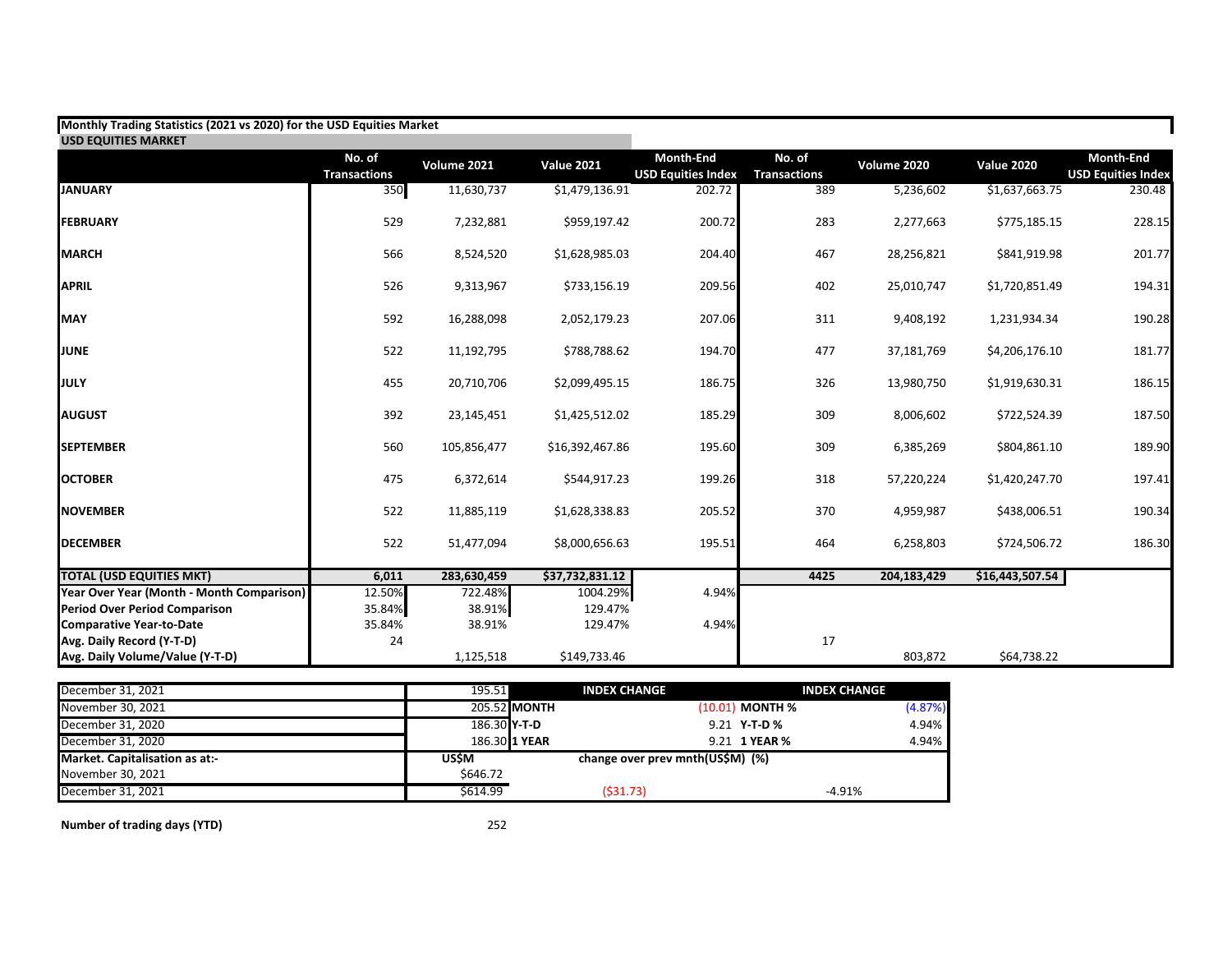**Monthly Trading Statistics (2021 vs 2020) for the USD Equities Market**

**USD EQUITIES MARKET**

| | No. of Transactions | Volume 2021 | Value 2021 | Month-End USD Equities Index | No. of Transactions | Volume 2020 | Value 2020 | Month-End USD Equities Index |
|---|---|---|---|---|---|---|---|---|
| **JANUARY** | 350 | 11,630,737 | $1,479,136.91 | 202.72 | 389 | 5,236,602 | $1,637,663.75 | 230.48 |
| **FEBRUARY** | 529 | 7,232,881 | $959,197.42 | 200.72 | 283 | 2,277,663 | $775,185.15 | 228.15 |
| **MARCH** | 566 | 8,524,520 | $1,628,985.03 | 204.40 | 467 | 28,256,821 | $841,919.98 | 201.77 |
| **APRIL** | 526 | 9,313,967 | $733,156.19 | 209.56 | 402 | 25,010,747 | $1,720,851.49 | 194.31 |
| **MAY** | 592 | 16,288,098 | 2,052,179.23 | 207.06 | 311 | 9,408,192 | 1,231,934.34 | 190.28 |
| **JUNE** | 522 | 11,192,795 | $788,788.62 | 194.70 | 477 | 37,181,769 | $4,206,176.10 | 181.77 |
| **JULY** | 455 | 20,710,706 | $2,099,495.15 | 186.75 | 326 | 13,980,750 | $1,919,630.31 | 186.15 |
| **AUGUST** | 392 | 23,145,451 | $1,425,512.02 | 185.29 | 309 | 8,006,602 | $722,524.39 | 187.50 |
| **SEPTEMBER** | 560 | 105,856,477 | $16,392,467.86 | 195.60 | 309 | 6,385,269 | $804,861.10 | 189.90 |
| **OCTOBER** | 475 | 6,372,614 | $544,917.23 | 199.26 | 318 | 57,220,224 | $1,420,247.70 | 197.41 |
| **NOVEMBER** | 522 | 11,885,119 | $1,628,338.83 | 205.52 | 370 | 4,959,987 | $438,006.51 | 190.34 |
| **DECEMBER** | 522 | 51,477,094 | $8,000,656.63 | 195.51 | 464 | 6,258,803 | $724,506.72 | 186.30 |
| **TOTAL (USD EQUITIES MKT)** | **6,011** | **283,630,459** | **$37,732,831.12** | | **4425** | **204,183,429** | **$16,443,507.54** | |
| **Year Over Year (Month - Month Comparison)** | 12.50% | 722.48% | 1004.29% | 4.94% | | | | |
| **Period Over Period Comparison** | 35.84% | 38.91% | 129.47% | | | | | |
| **Comparative Year-to-Date** | 35.84% | 38.91% | 129.47% | 4.94% | | | | |
| **Avg. Daily Record (Y-T-D)** | 24 | | | | 17 | | | |
| **Avg. Daily Volume/Value (Y-T-D)** | | 1,125,518 | $149,733.46 | | | 803,872 | $64,738.22 | |

| | | INDEX CHANGE | | INDEX CHANGE | |
|---|---|---|---|---|---|
| December 31, 2021 | 195.51 | | | | |
| November 30, 2021 | 205.52 | **MONTH** | (10.01) | **MONTH %** | (4.87%) |
| December 31, 2020 | 186.30 | **Y-T-D** | 9.21 | **Y-T-D %** | 4.94% |
| December 31, 2020 | 186.30 | **1 YEAR** | 9.21 | **1 YEAR %** | 4.94% |
| **Market. Capitalisation as at:-** | **US$M** | **change over prev mnth(US$M) (%)** | | | |
| November 30, 2021 | $646.72 | | | | |
| December 31, 2021 | $614.99 | ($31.73) | | -4.91% | |

**Number of trading days (YTD)** 252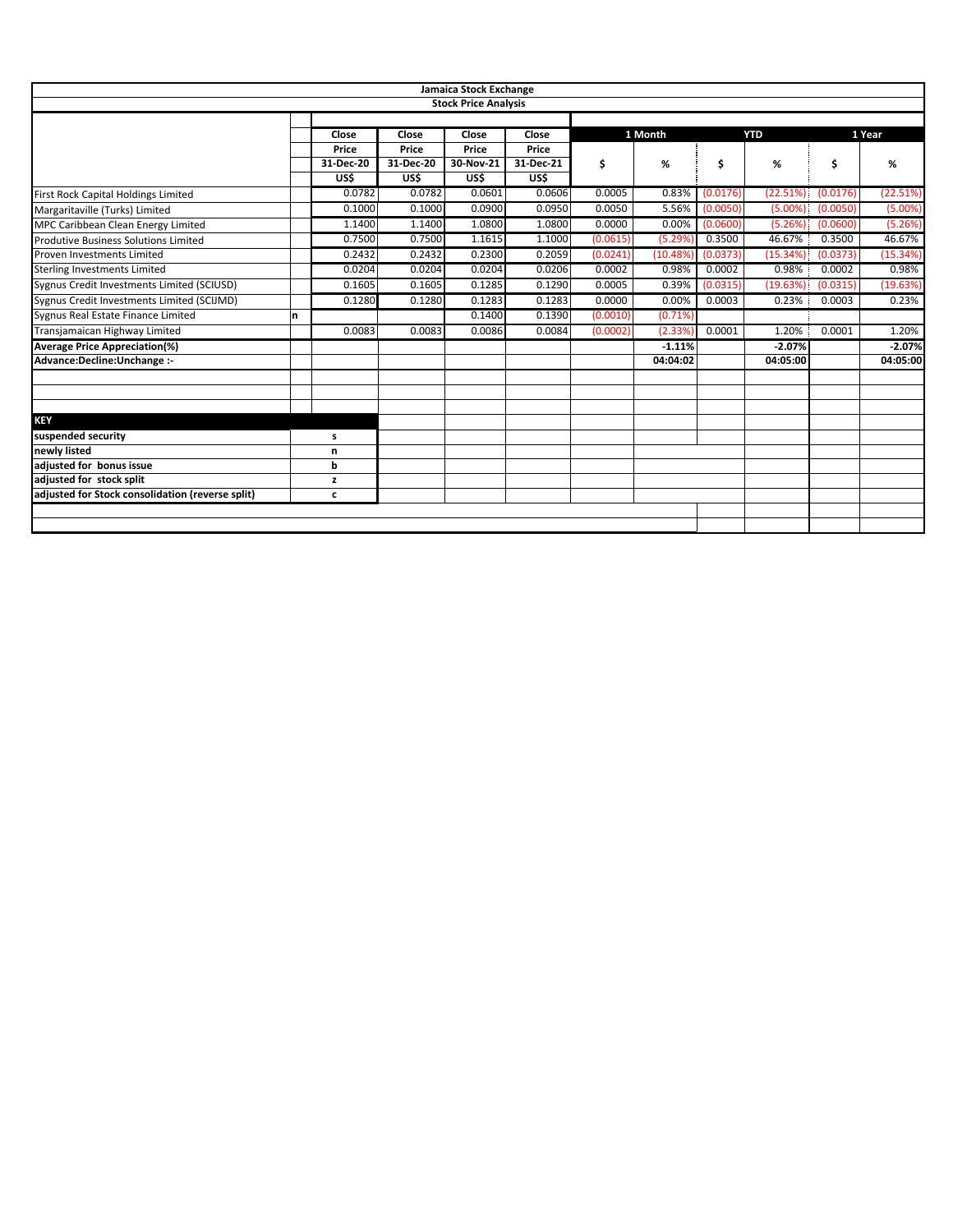## Jamaica Stock Exchange

### Stock Price Analysis

| | | Close Price 31-Dec-20 US$ | Close Price 31-Dec-20 US$ | Close Price 30-Nov-21 US$ | Close Price 31-Dec-21 US$ | 1 Month $ | 1 Month % | YTD $ | YTD % | 1 Year $ | 1 Year % |
|---|---|---|---|---|---|---|---|---|---|---|---|
| First Rock Capital Holdings Limited | | 0.0782 | 0.0782 | 0.0601 | 0.0606 | 0.0005 | 0.83% | (0.0176) | (22.51%) | (0.0176) | (22.51%) |
| Margaritaville (Turks) Limited | | 0.1000 | 0.1000 | 0.0900 | 0.0950 | 0.0050 | 5.56% | (0.0050) | (5.00%) | (0.0050) | (5.00%) |
| MPC Caribbean Clean Energy Limited | | 1.1400 | 1.1400 | 1.0800 | 1.0800 | 0.0000 | 0.00% | (0.0600) | (5.26%) | (0.0600) | (5.26%) |
| Produtive Business Solutions Limited | | 0.7500 | 0.7500 | 1.1615 | 1.1000 | (0.0615) | (5.29%) | 0.3500 | 46.67% | 0.3500 | 46.67% |
| Proven Investments Limited | | 0.2432 | 0.2432 | 0.2300 | 0.2059 | (0.0241) | (10.48%) | (0.0373) | (15.34%) | (0.0373) | (15.34%) |
| Sterling Investments Limited | | 0.0204 | 0.0204 | 0.0204 | 0.0206 | 0.0002 | 0.98% | 0.0002 | 0.98% | 0.0002 | 0.98% |
| Sygnus Credit Investments Limited (SCIUSD) | | 0.1605 | 0.1605 | 0.1285 | 0.1290 | 0.0005 | 0.39% | (0.0315) | (19.63%) | (0.0315) | (19.63%) |
| Sygnus Credit Investments Limited (SCIJMD) | | 0.1280 | 0.1280 | 0.1283 | 0.1283 | 0.0000 | 0.00% | 0.0003 | 0.23% | 0.0003 | 0.23% |
| Sygnus Real Estate Finance Limited | n | | | 0.1400 | 0.1390 | (0.0010) | (0.71%) | | | | |
| Transjamaican Highway Limited | | 0.0083 | 0.0083 | 0.0086 | 0.0084 | (0.0002) | (2.33%) | 0.0001 | 1.20% | 0.0001 | 1.20% |
| **Average Price Appreciation(%)** | | | | | | | **-1.11%** | | **-2.07%** | | **-2.07%** |
| **Advance:Decline:Unchange :-** | | | | | | | **04:04:02** | | **04:05:00** | | **04:05:00** |

| **KEY** | |
|---|---|
| **suspended security** | **s** |
| **newly listed** | **n** |
| **adjusted for bonus issue** | **b** |
| **adjusted for stock split** | **z** |
| **adjusted for Stock consolidation (reverse split)** | **c** |